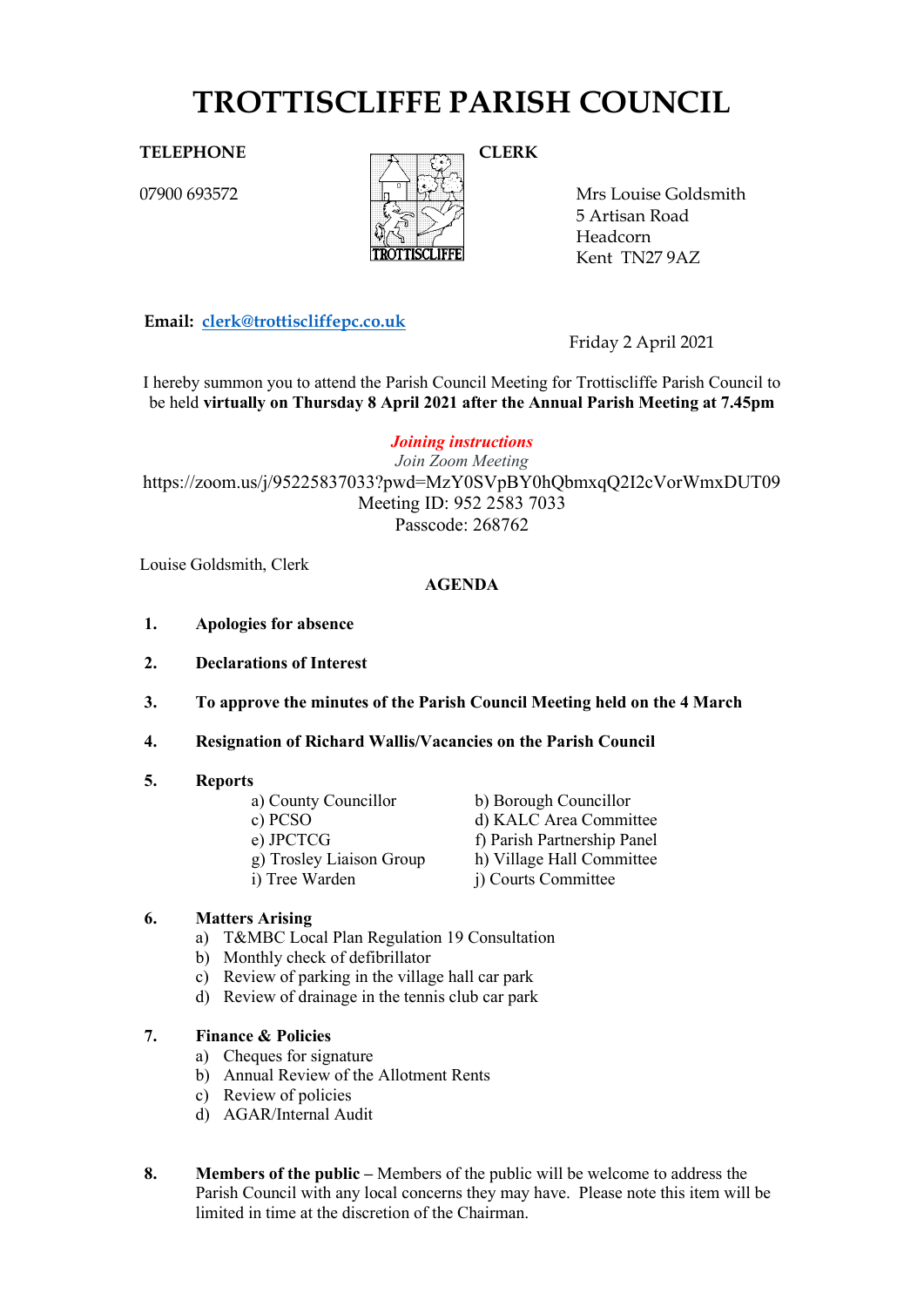# TROTTISCLIFFE PARISH COUNCIL

**TELEPHONE**

07900 693572

**CLERK**

Mrs Louise Goldsmith
5 Artisan Road
Headcorn
Kent TN27 9AZ

**Email:** clerk@trottiscliffepc.co.uk

Friday 2 April 2021

I hereby summon you to attend the Parish Council Meeting for Trottiscliffe Parish Council to be held **virtually on Thursday 8 April 2021 after the Annual Parish Meeting at 7.45pm**

***Joining instructions***

*Join Zoom Meeting*

https://zoom.us/j/95225837033?pwd=MzY0SVpBY0hQbmxqQ2I2cVorWmxDUT09

Meeting ID: 952 2583 7033

Passcode: 268762

Louise Goldsmith, Clerk

**AGENDA**

1. **Apologies for absence**

2. **Declarations of Interest**

3. **To approve the minutes of the Parish Council Meeting held on the 4 March**

4. **Resignation of Richard Wallis/Vacancies on the Parish Council**

5. **Reports**
   - a) County Councillor
   - b) Borough Councillor
   - c) PCSO
   - d) KALC Area Committee
   - e) JPCTCG
   - f) Parish Partnership Panel
   - g) Trosley Liaison Group
   - h) Village Hall Committee
   - i) Tree Warden
   - j) Courts Committee

6. **Matters Arising**
   - a) T&MBC Local Plan Regulation 19 Consultation
   - b) Monthly check of defibrillator
   - c) Review of parking in the village hall car park
   - d) Review of drainage in the tennis club car park

7. **Finance & Policies**
   - a) Cheques for signature
   - b) Annual Review of the Allotment Rents
   - c) Review of policies
   - d) AGAR/Internal Audit

8. **Members of the public –** Members of the public will be welcome to address the Parish Council with any local concerns they may have. Please note this item will be limited in time at the discretion of the Chairman.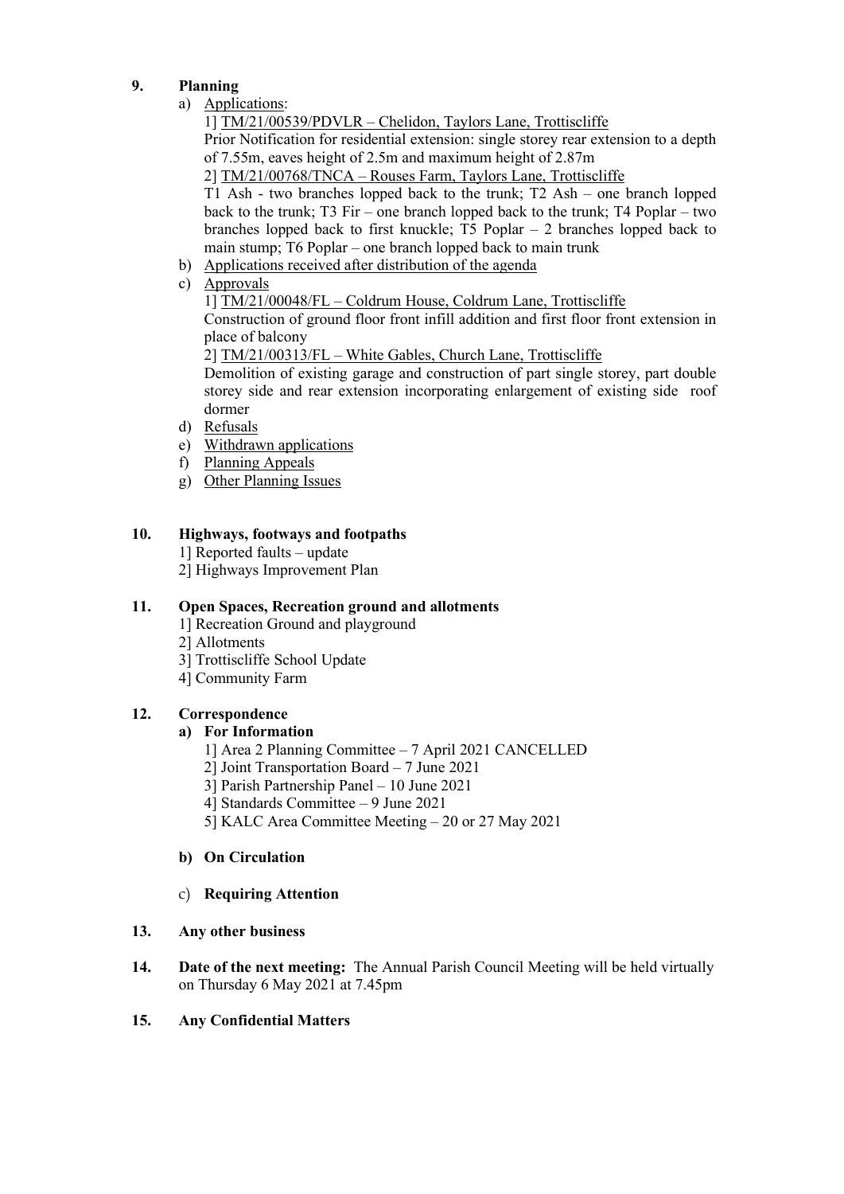**9. Planning**

a) Applications:

1] TM/21/00539/PDVLR – Chelidon, Taylors Lane, Trottiscliffe

Prior Notification for residential extension: single storey rear extension to a depth of 7.55m, eaves height of 2.5m and maximum height of 2.87m

2] TM/21/00768/TNCA – Rouses Farm, Taylors Lane, Trottiscliffe

T1 Ash - two branches lopped back to the trunk; T2 Ash – one branch lopped back to the trunk; T3 Fir – one branch lopped back to the trunk; T4 Poplar – two branches lopped back to first knuckle; T5 Poplar – 2 branches lopped back to main stump; T6 Poplar – one branch lopped back to main trunk

b) Applications received after distribution of the agenda

c) Approvals

1] TM/21/00048/FL – Coldrum House, Coldrum Lane, Trottiscliffe

Construction of ground floor front infill addition and first floor front extension in place of balcony

2] TM/21/00313/FL – White Gables, Church Lane, Trottiscliffe

Demolition of existing garage and construction of part single storey, part double storey side and rear extension incorporating enlargement of existing side roof dormer

d) Refusals

e) Withdrawn applications

f) Planning Appeals

g) Other Planning Issues

**10. Highways, footways and footpaths**

1] Reported faults – update

2] Highways Improvement Plan

**11. Open Spaces, Recreation ground and allotments**

1] Recreation Ground and playground

2] Allotments

3] Trottiscliffe School Update

4] Community Farm

**12. Correspondence**

**a) For Information**

1] Area 2 Planning Committee – 7 April 2021 CANCELLED

2] Joint Transportation Board – 7 June 2021

3] Parish Partnership Panel – 10 June 2021

4] Standards Committee – 9 June 2021

5] KALC Area Committee Meeting – 20 or 27 May 2021

**b) On Circulation**

c) **Requiring Attention**

**13. Any other business**

**14. Date of the next meeting:** The Annual Parish Council Meeting will be held virtually on Thursday 6 May 2021 at 7.45pm

**15. Any Confidential Matters**